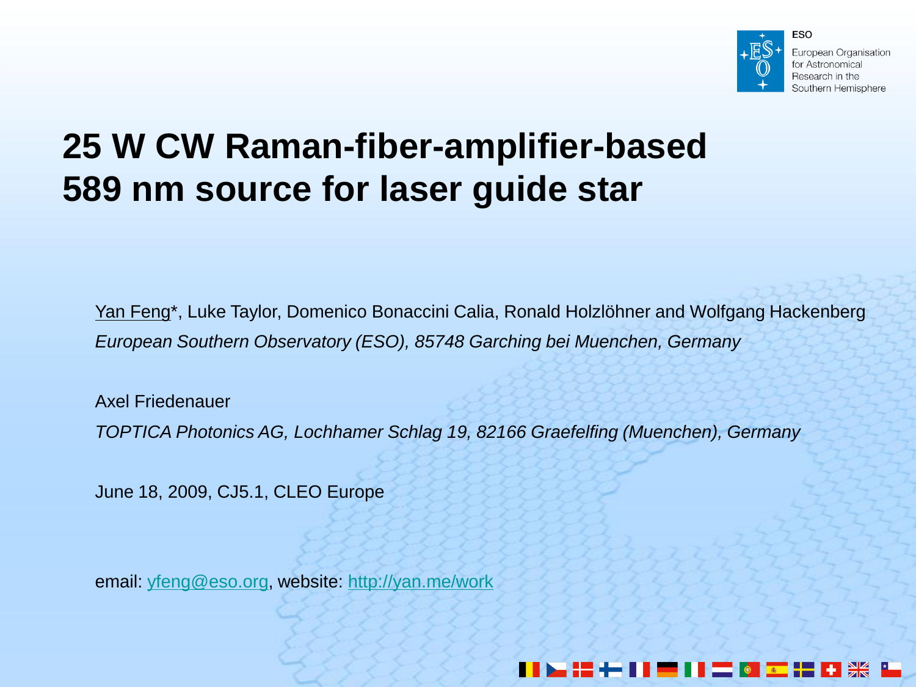ESO

European Organisation for Astronomical Research in the Southern Hemisphere

# 25 W CW Raman-fiber-amplifier-based 589 nm source for laser guide star

Yan Feng*, Luke Taylor, Domenico Bonaccini Calia, Ronald Holzlöhner and Wolfgang Hackenberg

*European Southern Observatory (ESO), 85748 Garching bei Muenchen, Germany*

Axel Friedenauer

*TOPTICA Photonics AG, Lochhamer Schlag 19, 82166 Graefelfing (Muenchen), Germany*

June 18, 2009, CJ5.1, CLEO Europe

email: yfeng@eso.org, website: http://yan.me/work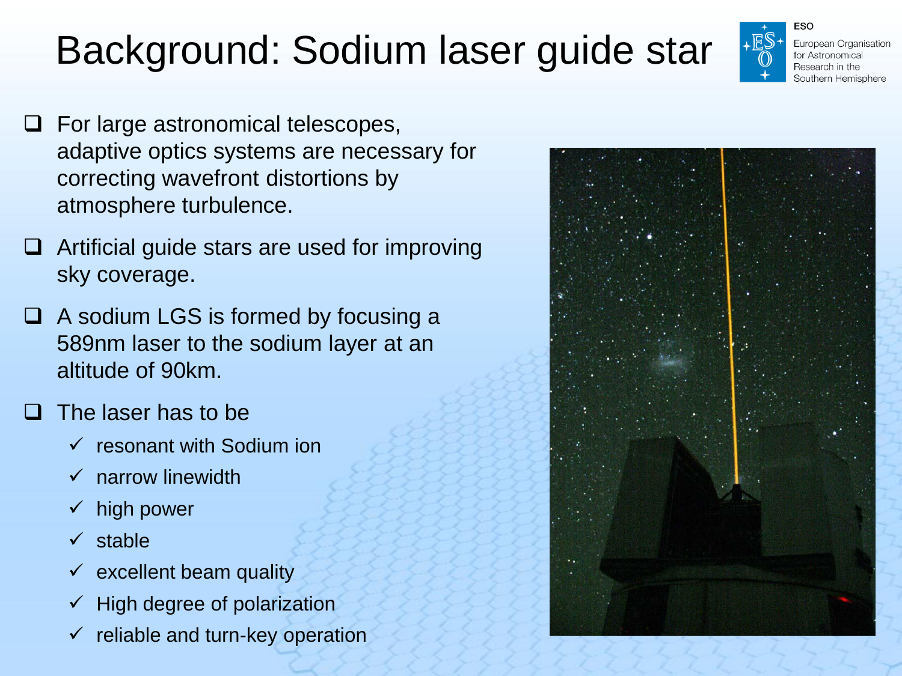# Background: Sodium laser guide star

- For large astronomical telescopes, adaptive optics systems are necessary for correcting wavefront distortions by atmosphere turbulence.
- Artificial guide stars are used for improving sky coverage.
- A sodium LGS is formed by focusing a 589nm laser to the sodium layer at an altitude of 90km.
- The laser has to be
  - ✓ resonant with Sodium ion
  - ✓ narrow linewidth
  - ✓ high power
  - ✓ stable
  - ✓ excellent beam quality
  - ✓ High degree of polarization
  - ✓ reliable and turn-key operation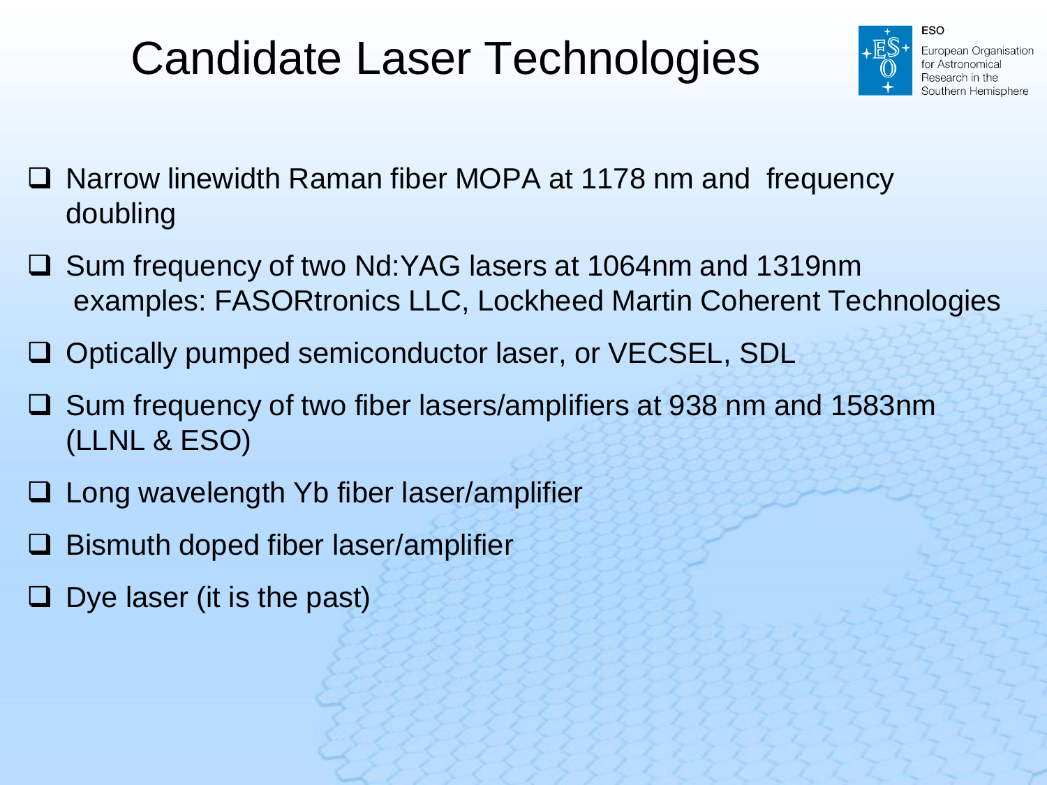# Candidate Laser Technologies

- Narrow linewidth Raman fiber MOPA at 1178 nm and frequency doubling
- Sum frequency of two Nd:YAG lasers at 1064nm and 1319nm examples: FASORtronics LLC, Lockheed Martin Coherent Technologies
- Optically pumped semiconductor laser, or VECSEL, SDL
- Sum frequency of two fiber lasers/amplifiers at 938 nm and 1583nm (LLNL & ESO)
- Long wavelength Yb fiber laser/amplifier
- Bismuth doped fiber laser/amplifier
- Dye laser (it is the past)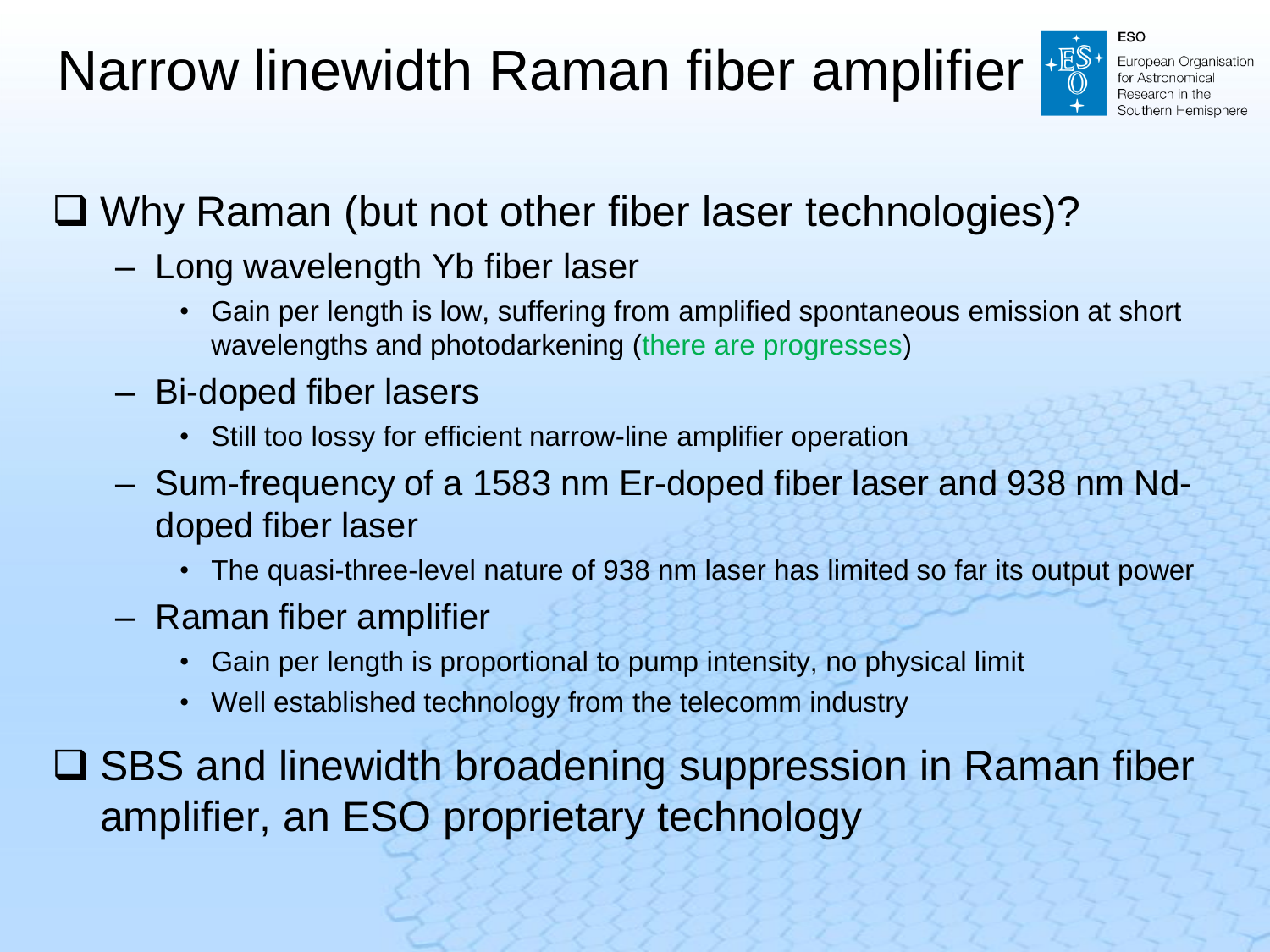# Narrow linewidth Raman fiber amplifier

- Why Raman (but not other fiber laser technologies)?
  - Long wavelength Yb fiber laser
    - Gain per length is low, suffering from amplified spontaneous emission at short wavelengths and photodarkening (there are progresses)
  - Bi-doped fiber lasers
    - Still too lossy for efficient narrow-line amplifier operation
  - Sum-frequency of a 1583 nm Er-doped fiber laser and 938 nm Nd-doped fiber laser
    - The quasi-three-level nature of 938 nm laser has limited so far its output power
  - Raman fiber amplifier
    - Gain per length is proportional to pump intensity, no physical limit
    - Well established technology from the telecomm industry
- SBS and linewidth broadening suppression in Raman fiber amplifier, an ESO proprietary technology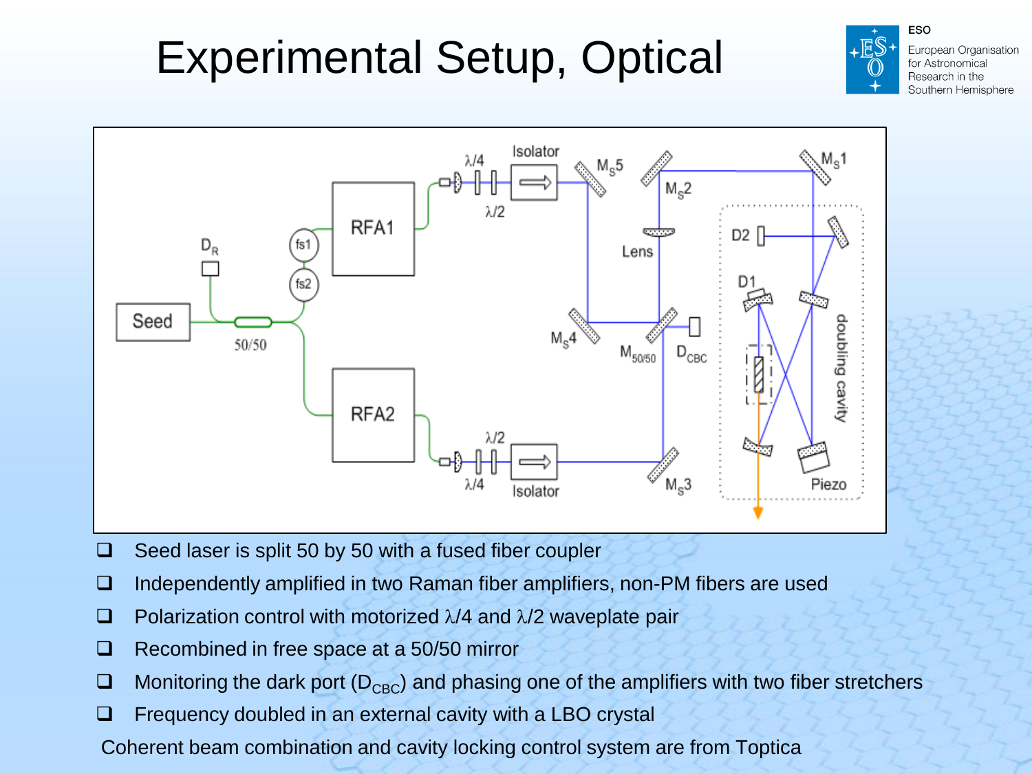# Experimental Setup, Optical

- Seed laser is split 50 by 50 with a fused fiber coupler
- Independently amplified in two Raman fiber amplifiers, non-PM fibers are used
- Polarization control with motorized λ/4 and λ/2 waveplate pair
- Recombined in free space at a 50/50 mirror
- Monitoring the dark port ($D_{CBC}$) and phasing one of the amplifiers with two fiber stretchers
- Frequency doubled in an external cavity with a LBO crystal

Coherent beam combination and cavity locking control system are from Toptica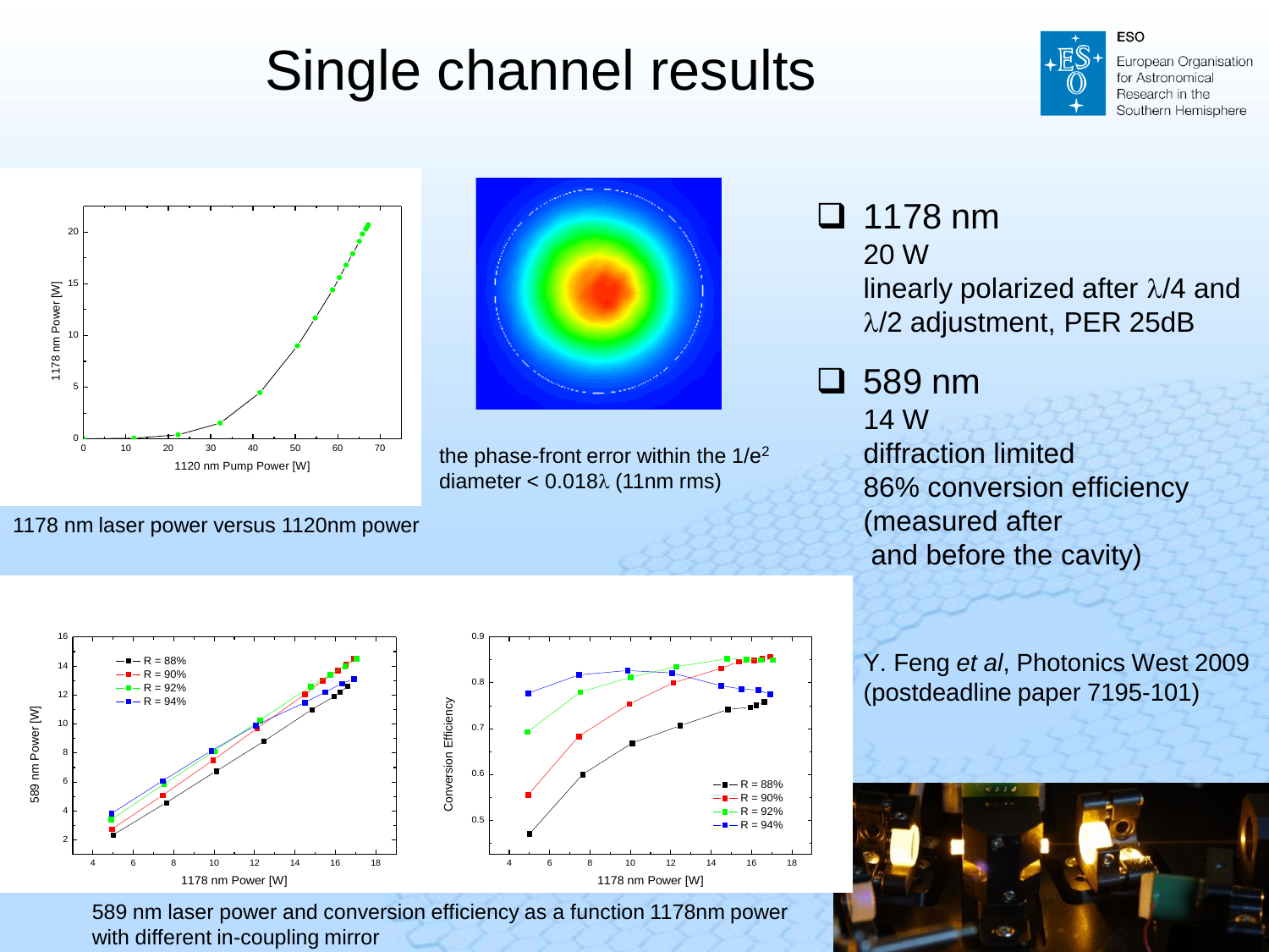# Single channel results

1178 nm laser power versus 1120nm power

the phase-front error within the $1/e^2$ diameter < $0.018\lambda$ (11nm rms)

- 1178 nm
  - 20 W
  - linearly polarized after $\lambda/4$ and $\lambda/2$ adjustment, PER 25dB
- 589 nm
  - 14 W
  - diffraction limited
  - 86% conversion efficiency (measured after and before the cavity)

Y. Feng *et al*, Photonics West 2009 (postdeadline paper 7195-101)

589 nm laser power and conversion efficiency as a function 1178nm power with different in-coupling mirror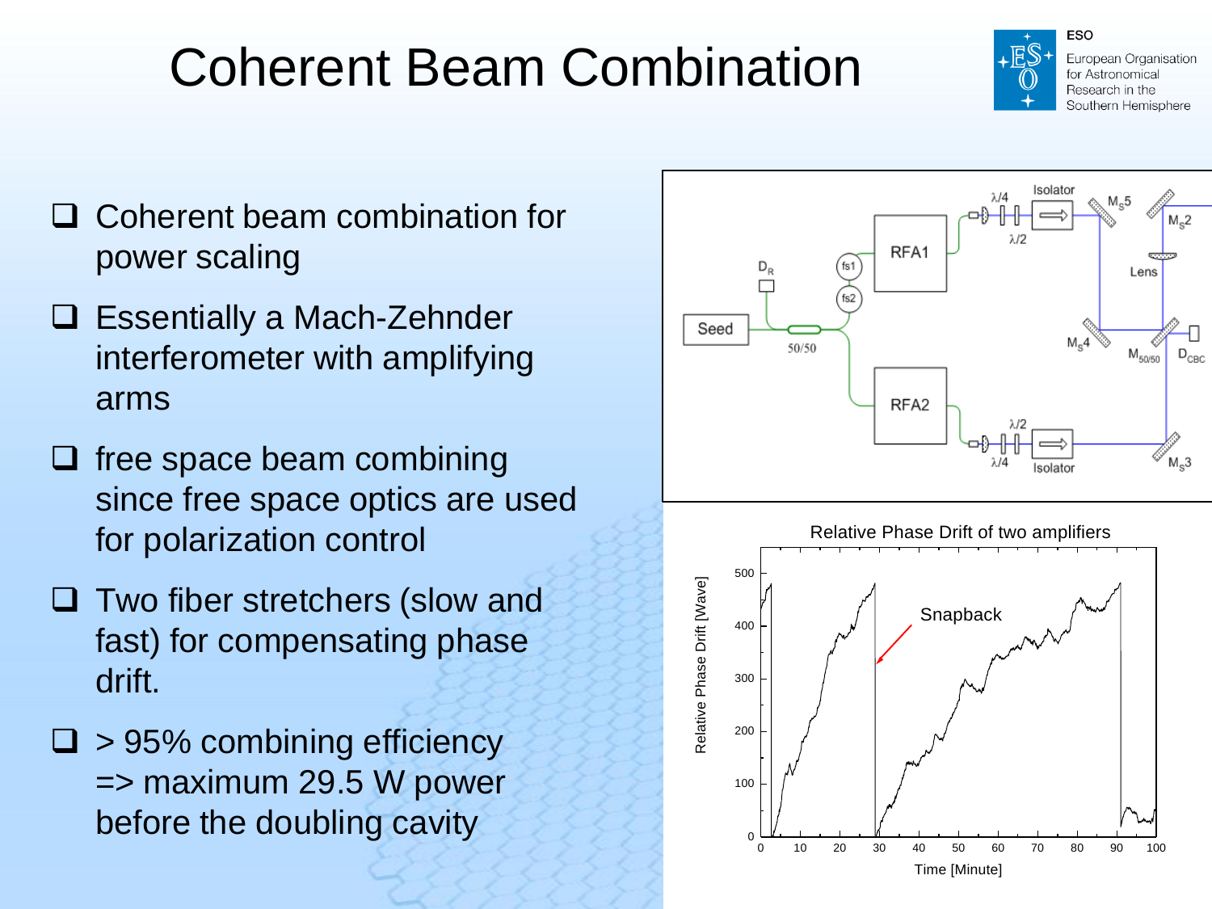# Coherent Beam Combination

- Coherent beam combination for power scaling
- Essentially a Mach-Zehnder interferometer with amplifying arms
- free space beam combining since free space optics are used for polarization control
- Two fiber stretchers (slow and fast) for compensating phase drift.
- > 95% combining efficiency => maximum 29.5 W power before the doubling cavity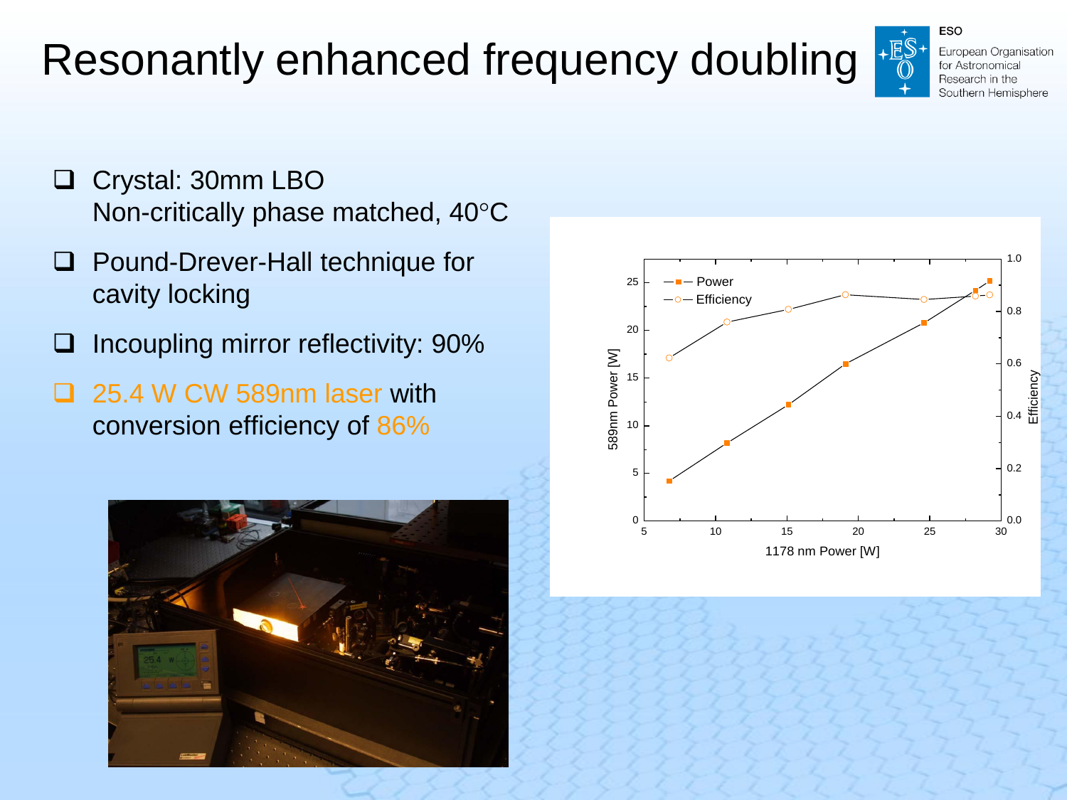# Resonantly enhanced frequency doubling

- Crystal: 30mm LBO
  Non-critically phase matched, 40°C
- Pound-Drever-Hall technique for cavity locking
- Incoupling mirror reflectivity: 90%
- 25.4 W CW 589nm laser with conversion efficiency of 86%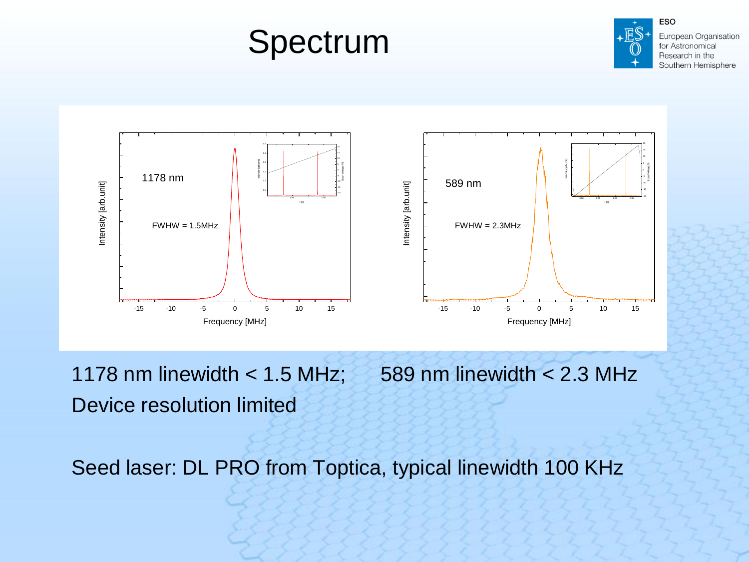# Spectrum

1178 nm linewidth < 1.5 MHz; 589 nm linewidth < 2.3 MHz

Device resolution limited

Seed laser: DL PRO from Toptica, typical linewidth 100 KHz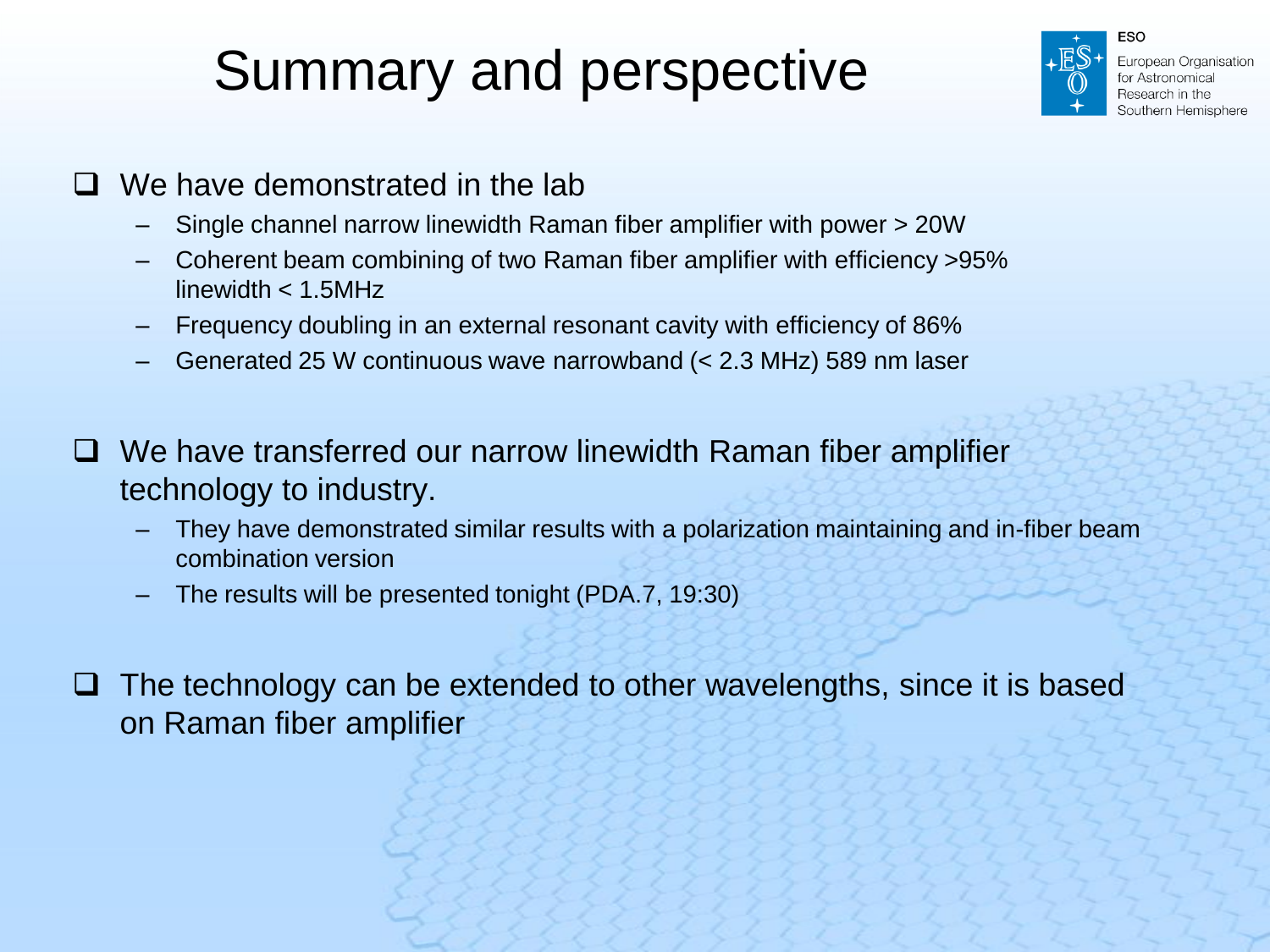# Summary and perspective

- We have demonstrated in the lab
  - Single channel narrow linewidth Raman fiber amplifier with power > 20W
  - Coherent beam combining of two Raman fiber amplifier with efficiency >95% linewidth < 1.5MHz
  - Frequency doubling in an external resonant cavity with efficiency of 86%
  - Generated 25 W continuous wave narrowband (< 2.3 MHz) 589 nm laser
- We have transferred our narrow linewidth Raman fiber amplifier technology to industry.
  - They have demonstrated similar results with a polarization maintaining and in-fiber beam combination version
  - The results will be presented tonight (PDA.7, 19:30)
- The technology can be extended to other wavelengths, since it is based on Raman fiber amplifier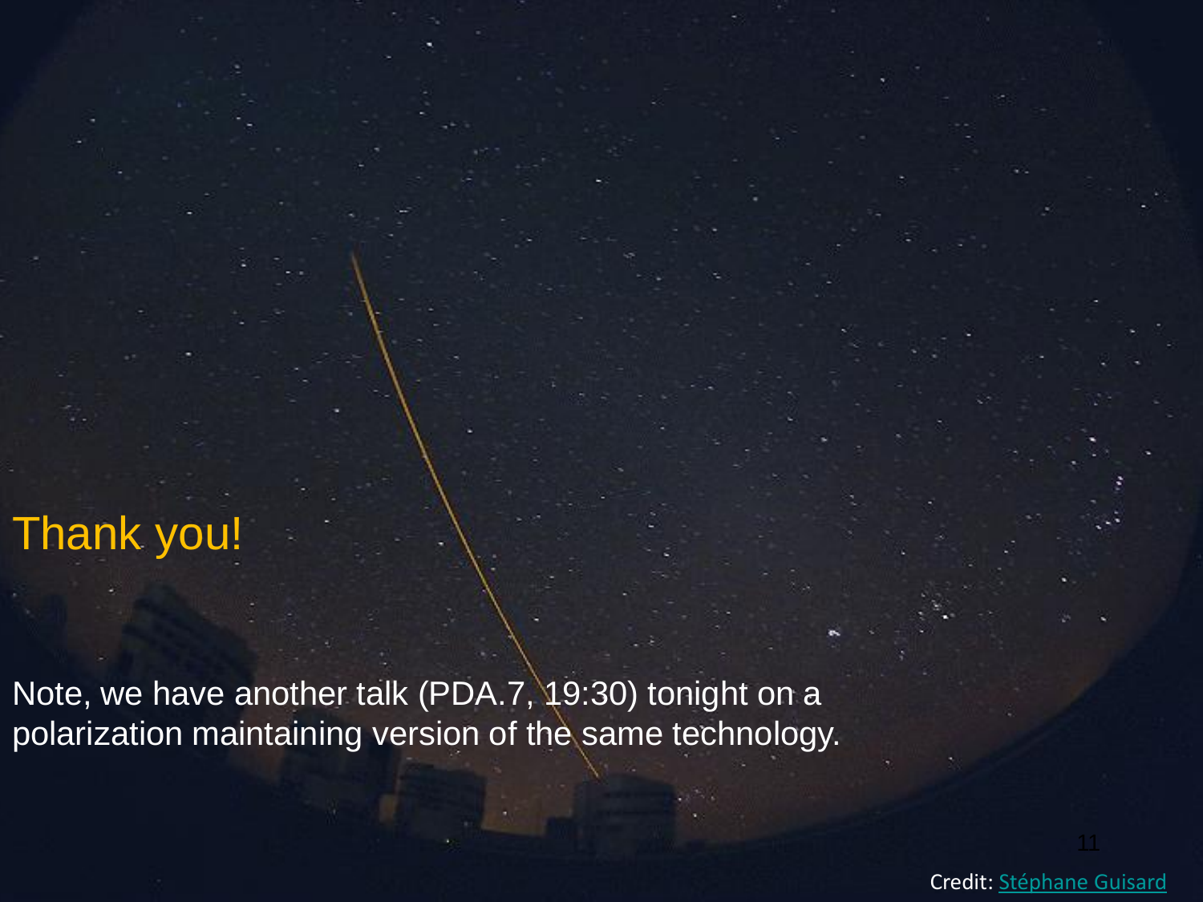Thank you!

Note, we have another talk (PDA.7, 19:30) tonight on a polarization maintaining version of the same technology.

Credit: Stéphane Guisard